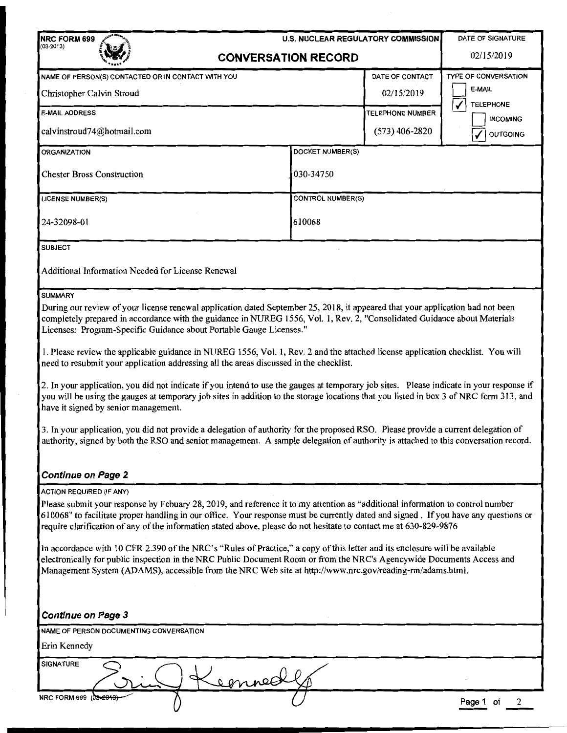**NRC FORM 699**
(03-2013)

**U.S. NUCLEAR REGULATORY COMMISSION**

# CONVERSATION RECORD

| | |
|---|---|
| DATE OF SIGNATURE | 02/15/2019 |
| NAME OF PERSON(S) CONTACTED OR IN CONTACT WITH YOU | Christopher Calvin Stroud |
| DATE OF CONTACT | 02/15/2019 |
| E-MAIL ADDRESS | calvinstroud74@hotmail.com |
| TELEPHONE NUMBER | (573) 406-2820 |
| TYPE OF CONVERSATION | ☐ E-MAIL ☑ TELEPHONE ☐ INCOMING ☑ OUTGOING |
| ORGANIZATION | Chester Bross Construction |
| DOCKET NUMBER(S) | 030-34750 |
| LICENSE NUMBER(S) | 24-32098-01 |
| CONTROL NUMBER(S) | 610068 |

**SUBJECT**

Additional Information Needed for License Renewal

**SUMMARY**

During our review of your license renewal application dated September 25, 2018, it appeared that your application had not been completely prepared in accordance with the guidance in NUREG 1556, Vol. 1, Rev. 2, "Consolidated Guidance about Materials Licenses: Program-Specific Guidance about Portable Gauge Licenses."

1. Please review the applicable guidance in NUREG 1556, Vol. 1, Rev. 2 and the attached license application checklist. You will need to resubmit your application addressing all the areas discussed in the checklist.

2. In your application, you did not indicate if you intend to use the gauges at temporary job sites. Please indicate in your response if you will be using the gauges at temporary job sites in addition to the storage locations that you listed in box 3 of NRC form 313, and have it signed by senior management.

3. In your application, you did not provide a delegation of authority for the proposed RSO. Please provide a current delegation of authority, signed by both the RSO and senior management. A sample delegation of authority is attached to this conversation record.

***Continue on Page 2***

**ACTION REQUIRED (IF ANY)**

Please submit your response by Febuary 28, 2019, and reference it to my attention as "additional information to control number 610068" to facilitate proper handling in our office. Your response must be currently dated and signed. If you have any questions or require clarification of any of the information stated above, please do not hesitate to contact me at 630-829-9876

In accordance with 10 CFR 2.390 of the NRC's "Rules of Practice," a copy of this letter and its enclosure will be available electronically for public inspection in the NRC Public Document Room or from the NRC's Agencywide Documents Access and Management System (ADAMS), accessible from the NRC Web site at http://www.nrc.gov/reading-rm/adams.html.

***Continue on Page 3***

**NAME OF PERSON DOCUMENTING CONVERSATION**

Erin Kennedy

**SIGNATURE**

Erin Kennedy

NRC FORM 699 (03-2013)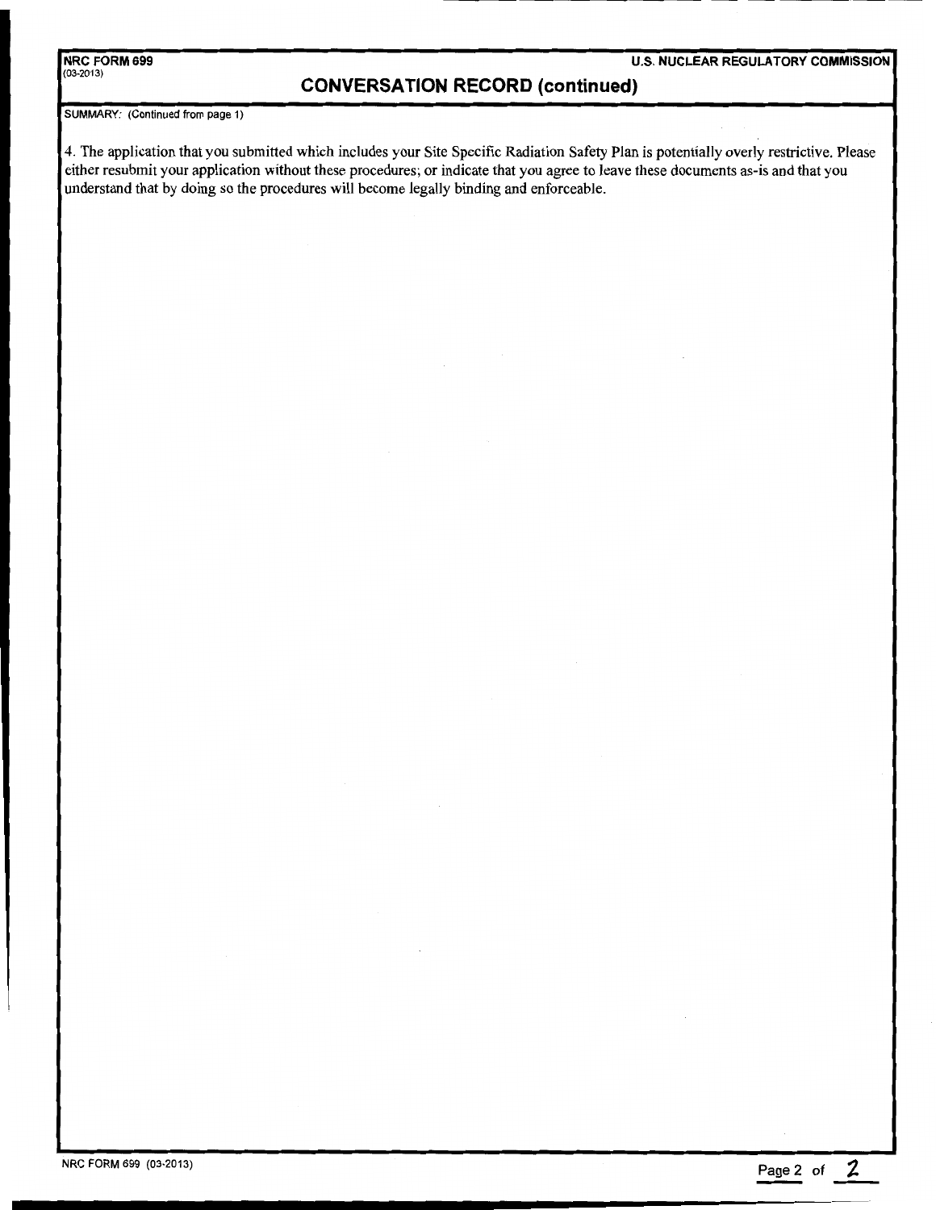NRC FORM 699
(03-2013)

U.S. NUCLEAR REGULATORY COMMISSION

## CONVERSATION RECORD (continued)

SUMMARY: (Continued from page 1)

4. The application that you submitted which includes your Site Specific Radiation Safety Plan is potentially overly restrictive. Please either resubmit your application without these procedures; or indicate that you agree to leave these documents as-is and that you understand that by doing so the procedures will become legally binding and enforceable.